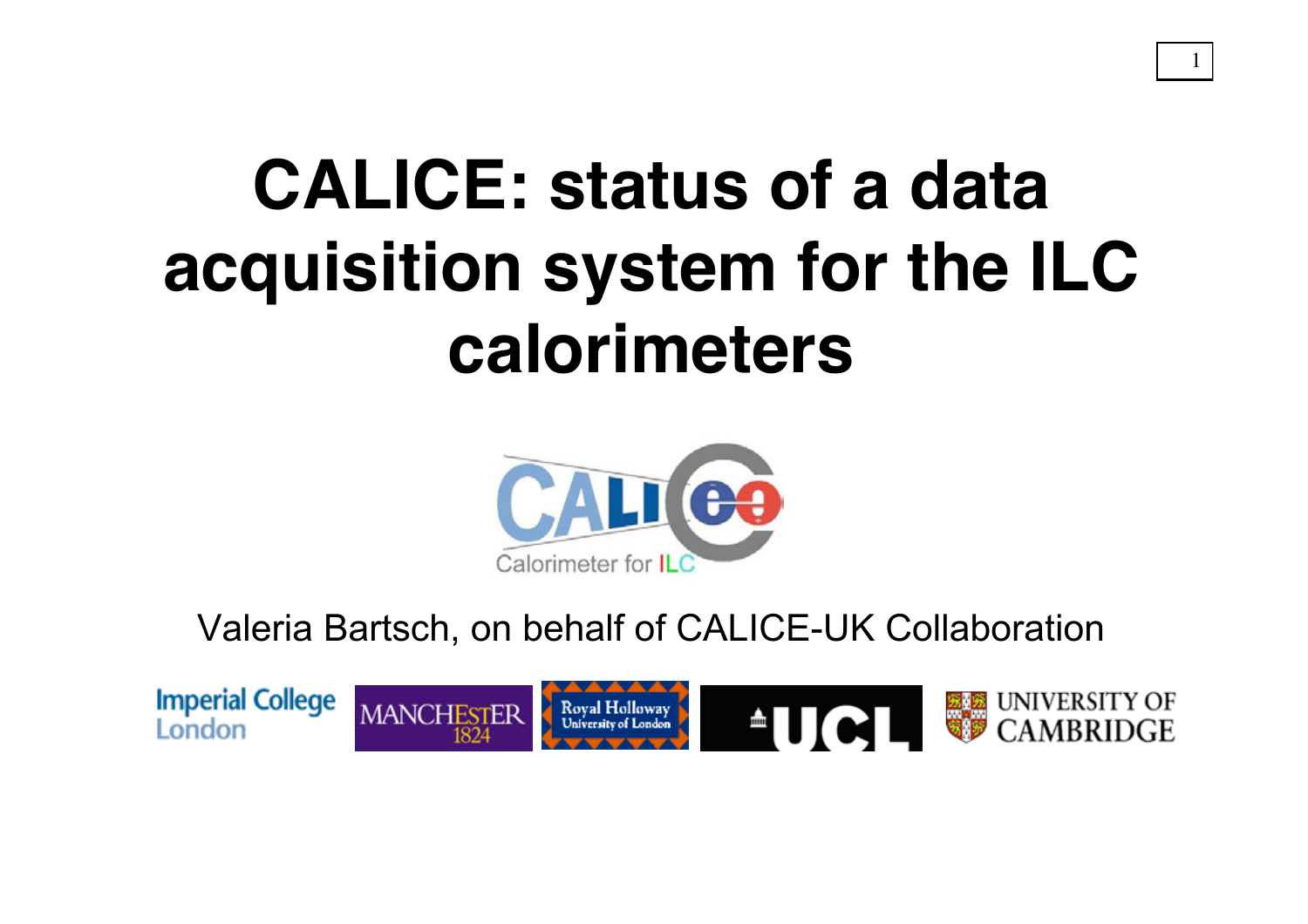# CALICE: status of a data acquisition system for the ILC calorimeters

Valeria Bartsch, on behalf of CALICE-UK Collaboration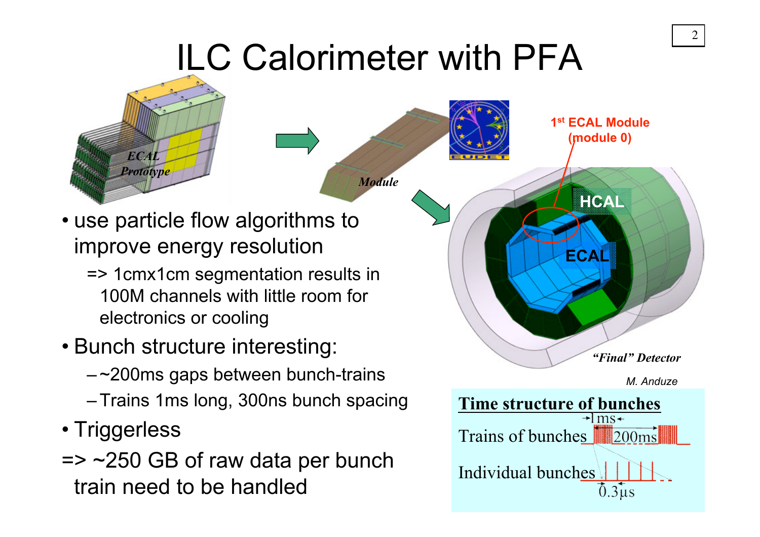# ILC Calorimeter with PFA

- use particle flow algorithms to improve energy resolution
  - => 1cmx1cm segmentation results in 100M channels with little room for electronics or cooling
- Bunch structure interesting:
  - ~200ms gaps between bunch-trains
  - Trains 1ms long, 300ns bunch spacing
- Triggerless

=> ~250 GB of raw data per bunch train need to be handled

ECAL Prototype

Module

1st ECAL Module (module 0)

HCAL

ECAL

*"Final" Detector*

*M. Anduze*

**Time structure of bunches**

Trains of bunches — 1ms — 200ms

Individual bunches — 0.3μs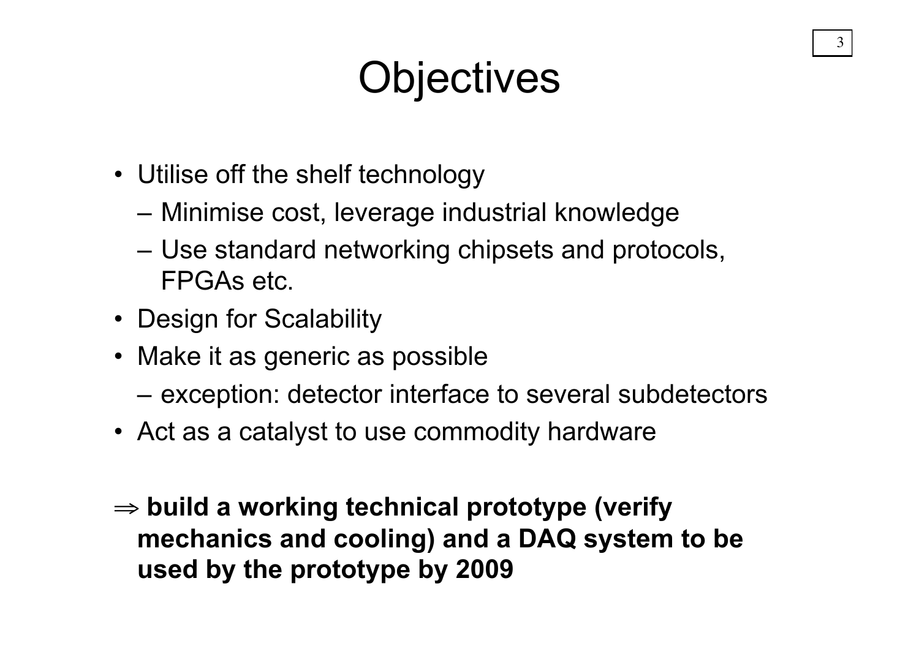# Objectives

- Utilise off the shelf technology
  - Minimise cost, leverage industrial knowledge
  - Use standard networking chipsets and protocols, FPGAs etc.
- Design for Scalability
- Make it as generic as possible
  - exception: detector interface to several subdetectors
- Act as a catalyst to use commodity hardware

$\Rightarrow$ **build a working technical prototype (verify mechanics and cooling) and a DAQ system to be used by the prototype by 2009**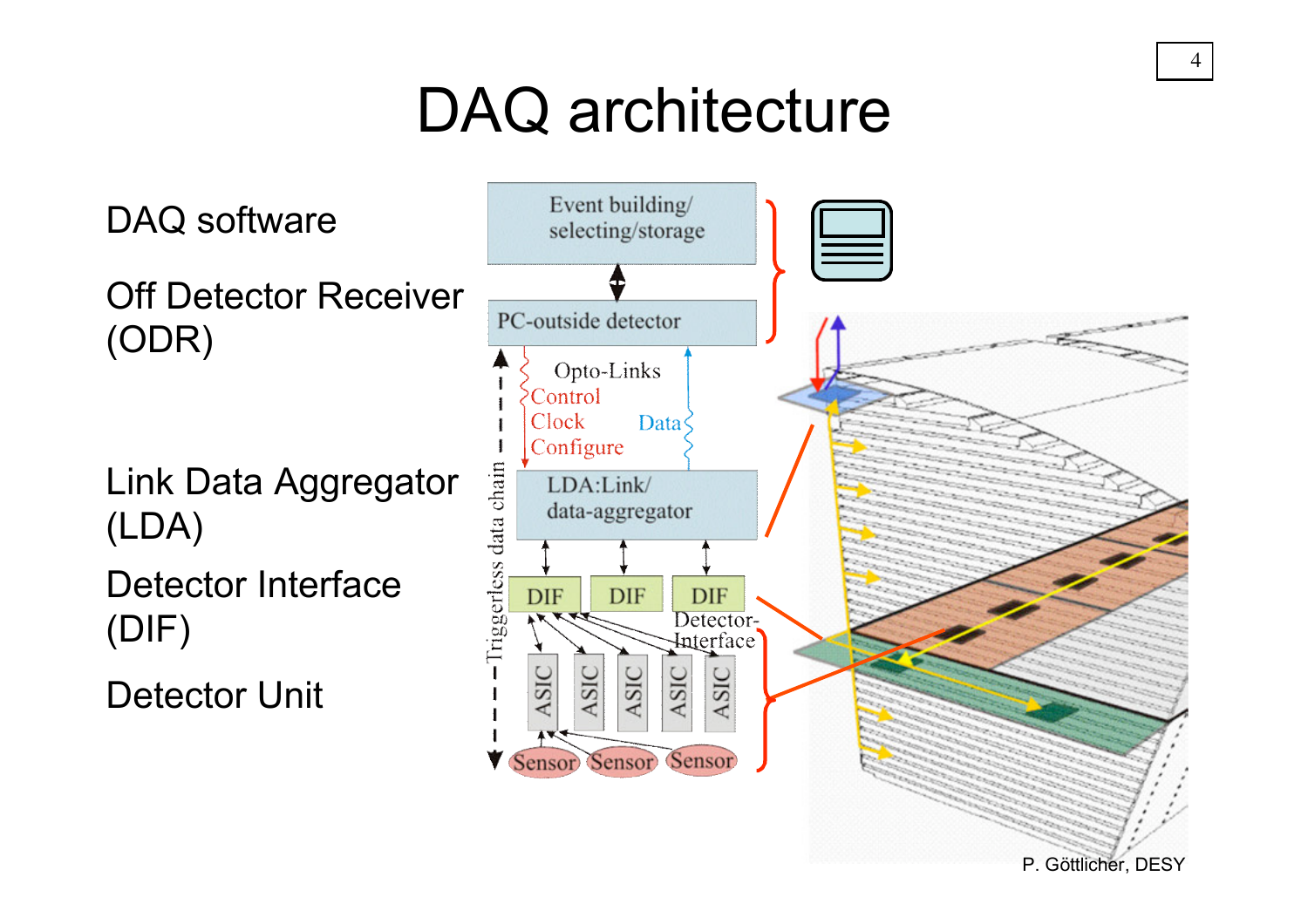# DAQ architecture

DAQ software

Off Detector Receiver (ODR)

Link Data Aggregator (LDA)

Detector Interface (DIF)

Detector Unit

Event building/ selecting/storage

PC-outside detector

Opto-Links

Control

Clock

Configure

Data

LDA:Link/ data-aggregator

DIF

DIF

DIF

Detector-Interface

ASIC

ASIC

ASIC

ASIC

ASIC

Sensor

Sensor

Sensor

Triggerless data chain

P. Göttlicher, DESY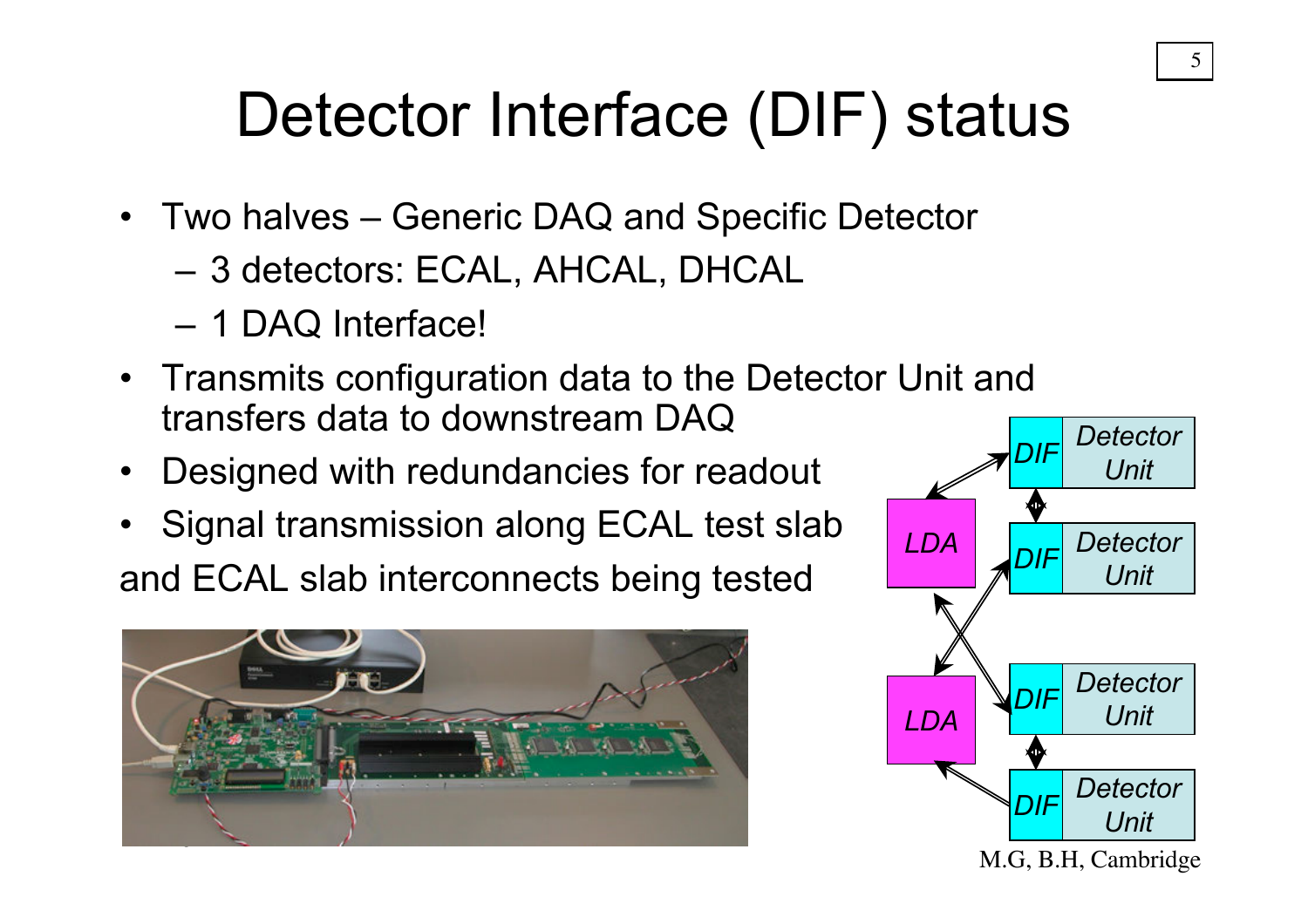# Detector Interface (DIF) status

- Two halves – Generic DAQ and Specific Detector
  - 3 detectors: ECAL, AHCAL, DHCAL
  - 1 DAQ Interface!
- Transmits configuration data to the Detector Unit and transfers data to downstream DAQ
- Designed with redundancies for readout
- Signal transmission along ECAL test slab

and ECAL slab interconnects being tested

M.G, B.H, Cambridge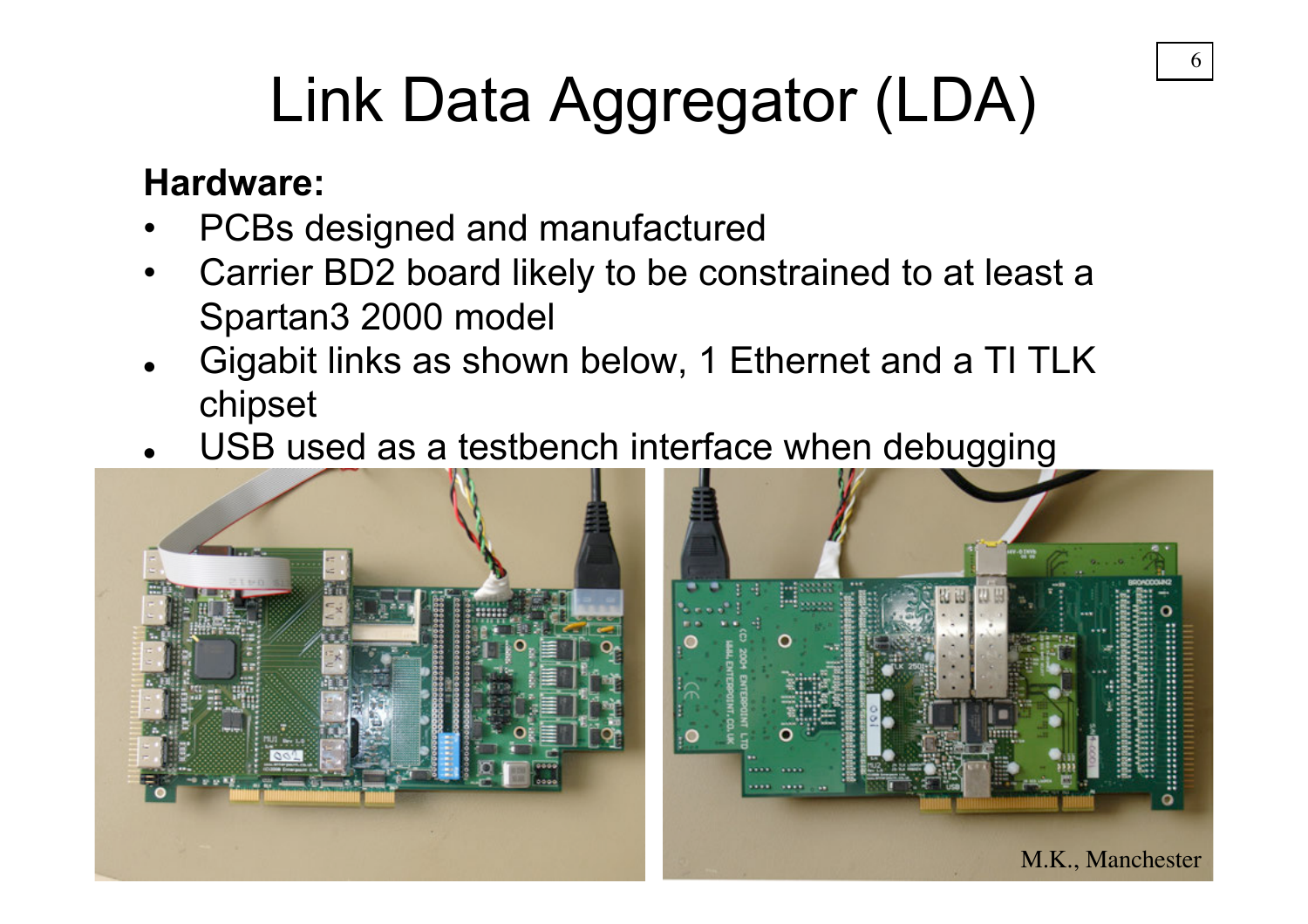# Link Data Aggregator (LDA)

**Hardware:**

- PCBs designed and manufactured
- Carrier BD2 board likely to be constrained to at least a Spartan3 2000 model
- Gigabit links as shown below, 1 Ethernet and a TI TLK chipset
- USB used as a testbench interface when debugging

M.K., Manchester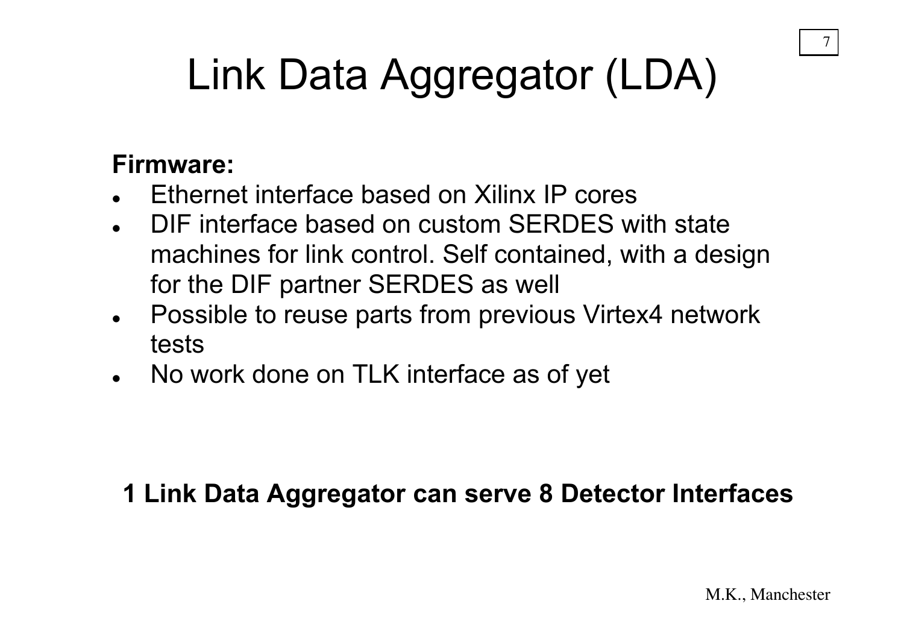# Link Data Aggregator (LDA)

**Firmware:**

- Ethernet interface based on Xilinx IP cores
- DIF interface based on custom SERDES with state machines for link control. Self contained, with a design for the DIF partner SERDES as well
- Possible to reuse parts from previous Virtex4 network tests
- No work done on TLK interface as of yet

**1 Link Data Aggregator can serve 8 Detector Interfaces**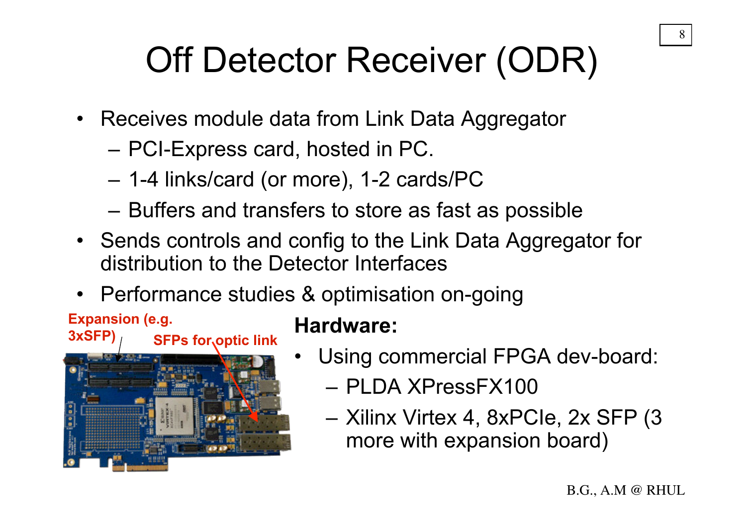# Off Detector Receiver (ODR)

- Receives module data from Link Data Aggregator
  - PCI-Express card, hosted in PC.
  - 1-4 links/card (or more), 1-2 cards/PC
  - Buffers and transfers to store as fast as possible
- Sends controls and config to the Link Data Aggregator for distribution to the Detector Interfaces
- Performance studies & optimisation on-going

Expansion (e.g. 3xSFP)

SFPs for optic link

**Hardware:**

- Using commercial FPGA dev-board:
  - PLDA XPressFX100
  - Xilinx Virtex 4, 8xPCIe, 2x SFP (3 more with expansion board)

B.G., A.M @ RHUL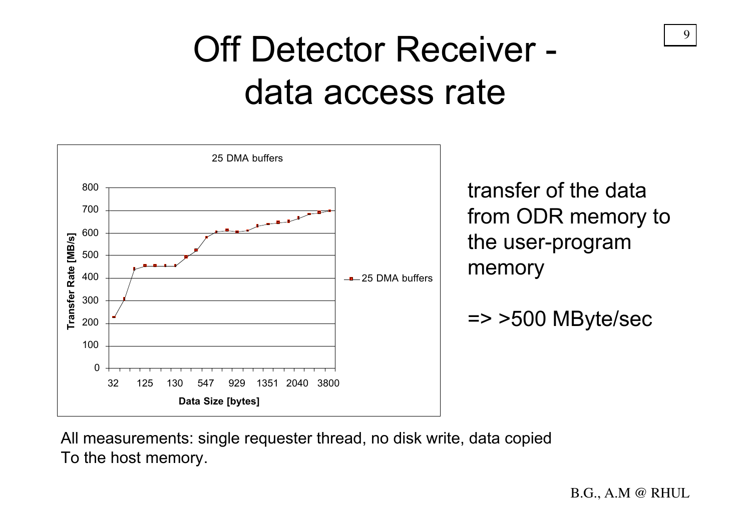# Off Detector Receiver - data access rate

25 DMA buffers

transfer of the data from ODR memory to the user-program memory

=> >500 MByte/sec

All measurements: single requester thread, no disk write, data copied
To the host memory.

B.G., A.M @ RHUL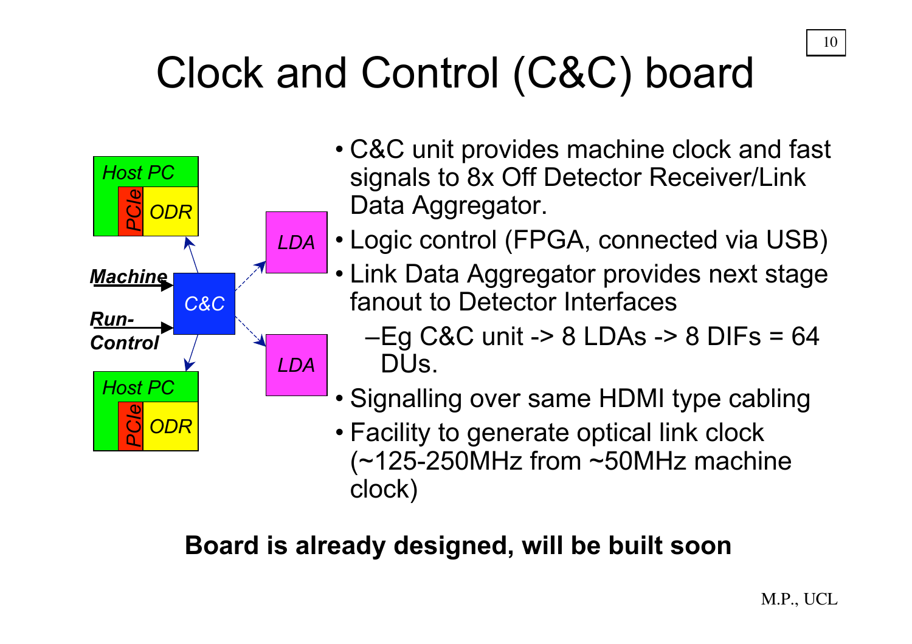# Clock and Control (C&C) board

- C&C unit provides machine clock and fast signals to 8x Off Detector Receiver/Link Data Aggregator.
- Logic control (FPGA, connected via USB)
- Link Data Aggregator provides next stage fanout to Detector Interfaces
  - Eg C&C unit -> 8 LDAs -> 8 DIFs = 64 DUs.
- Signalling over same HDMI type cabling
- Facility to generate optical link clock (~125-250MHz from ~50MHz machine clock)

**Board is already designed, will be built soon**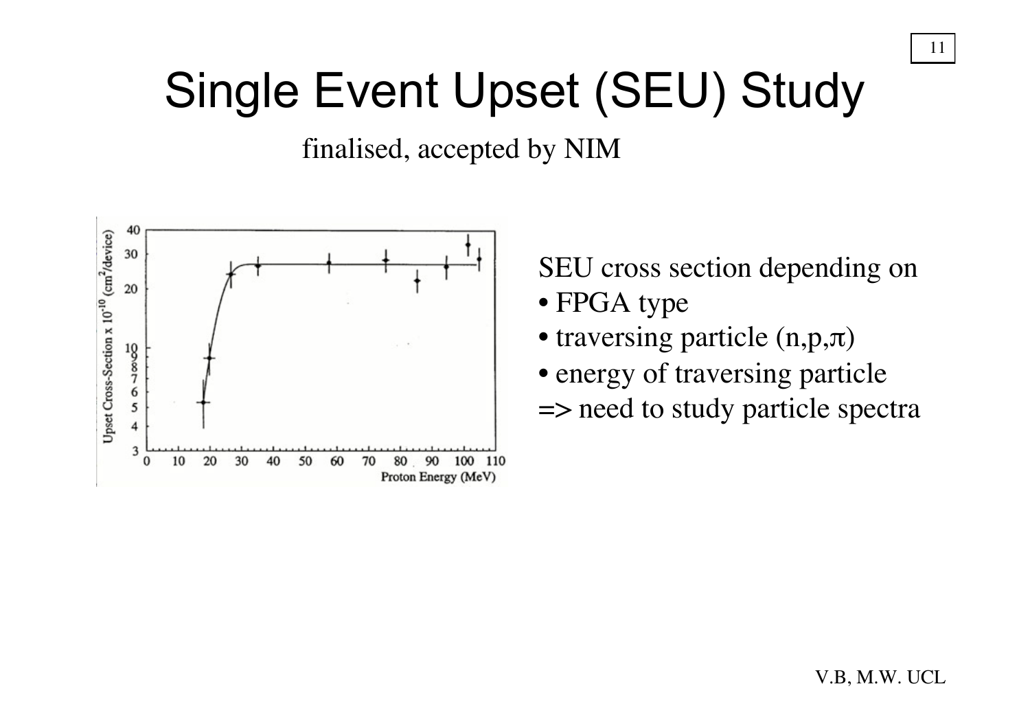# Single Event Upset (SEU) Study

finalised, accepted by NIM

SEU cross section depending on

- FPGA type
- traversing particle ($n,p,\pi$)
- energy of traversing particle

=> need to study particle spectra

V.B, M.W. UCL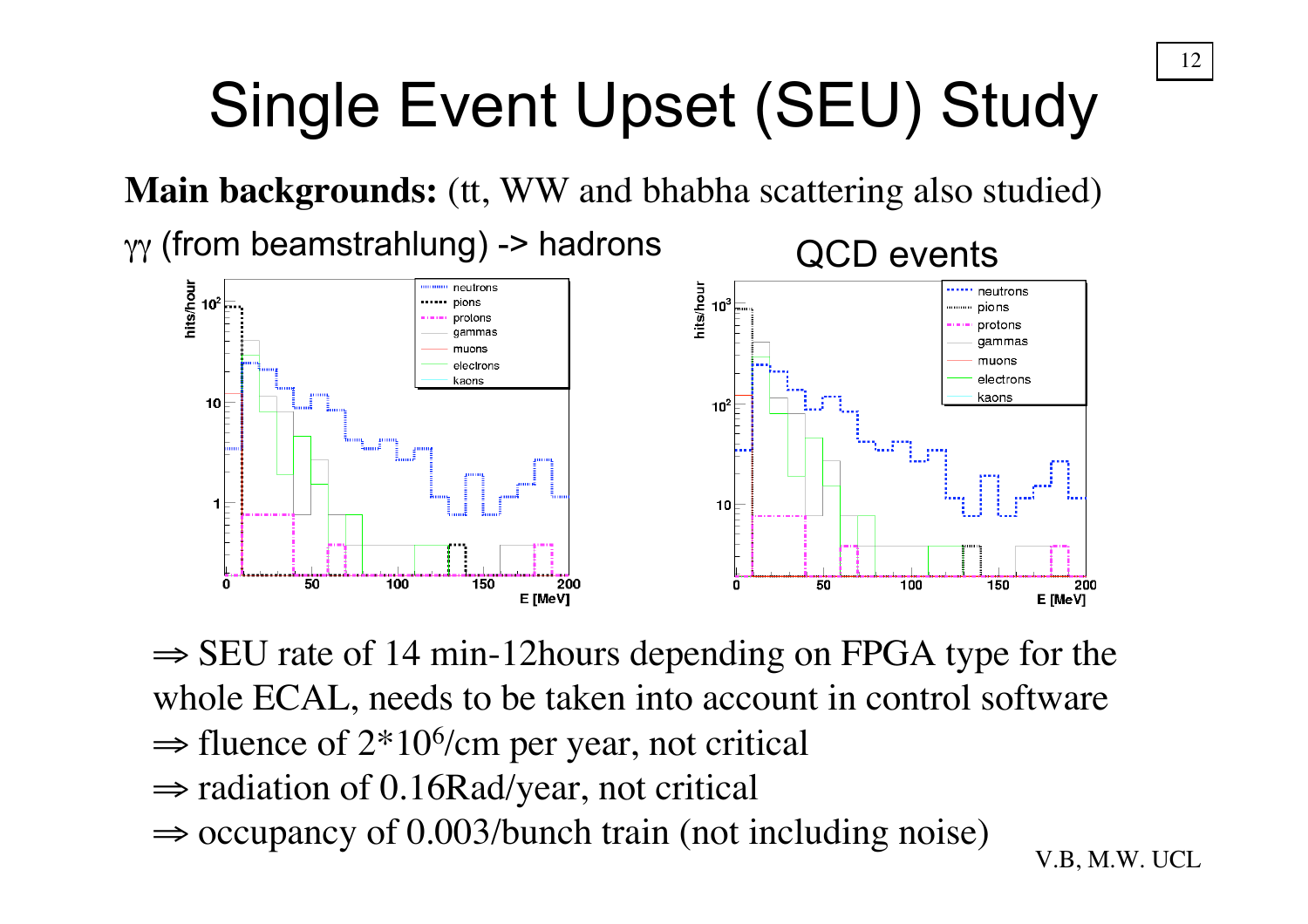# Single Event Upset (SEU) Study

**Main backgrounds:** (tt, WW and bhabha scattering also studied)

$\gamma\gamma$ (from beamstrahlung) -> hadrons

QCD events

⇒ SEU rate of 14 min-12hours depending on FPGA type for the whole ECAL, needs to be taken into account in control software

⇒ fluence of $2*10^6$/cm per year, not critical

⇒ radiation of 0.16Rad/year, not critical

⇒ occupancy of 0.003/bunch train (not including noise)

V.B, M.W. UCL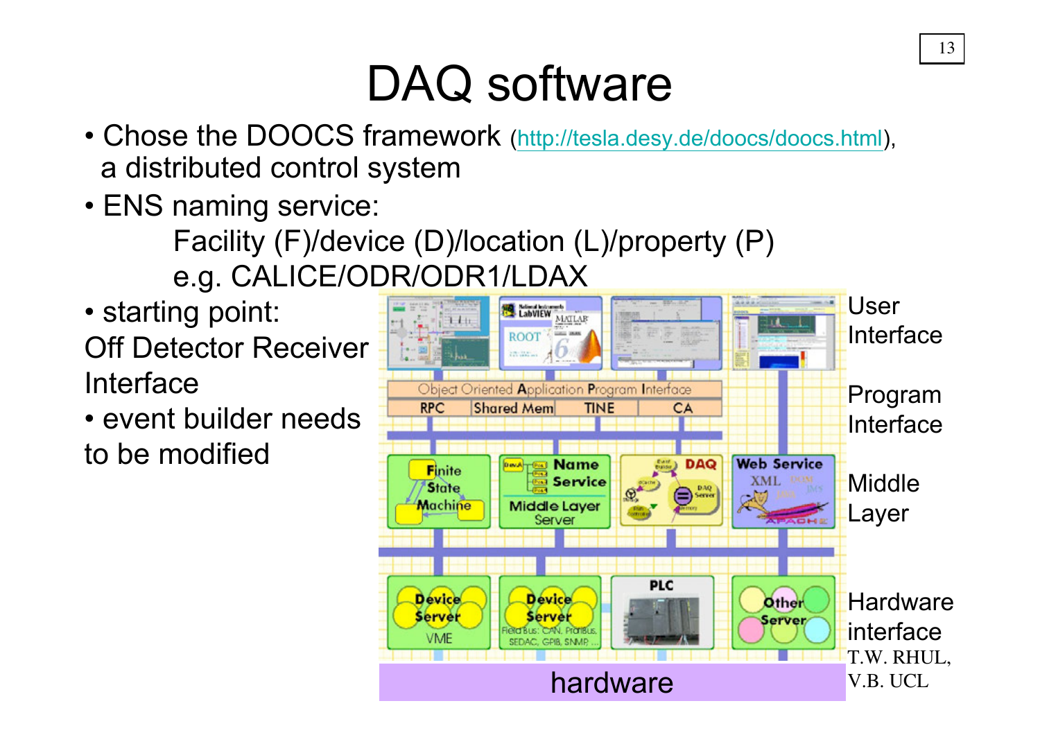# DAQ software

- Chose the DOOCS framework (http://tesla.desy.de/doocs/doocs.html), a distributed control system
- ENS naming service:

  Facility (F)/device (D)/location (L)/property (P)

  e.g. CALICE/ODR/ODR1/LDAX

- starting point: Off Detector Receiver Interface
- event builder needs to be modified

User Interface

Program Interface

Middle Layer

Hardware interface

T.W. RHUL, V.B. UCL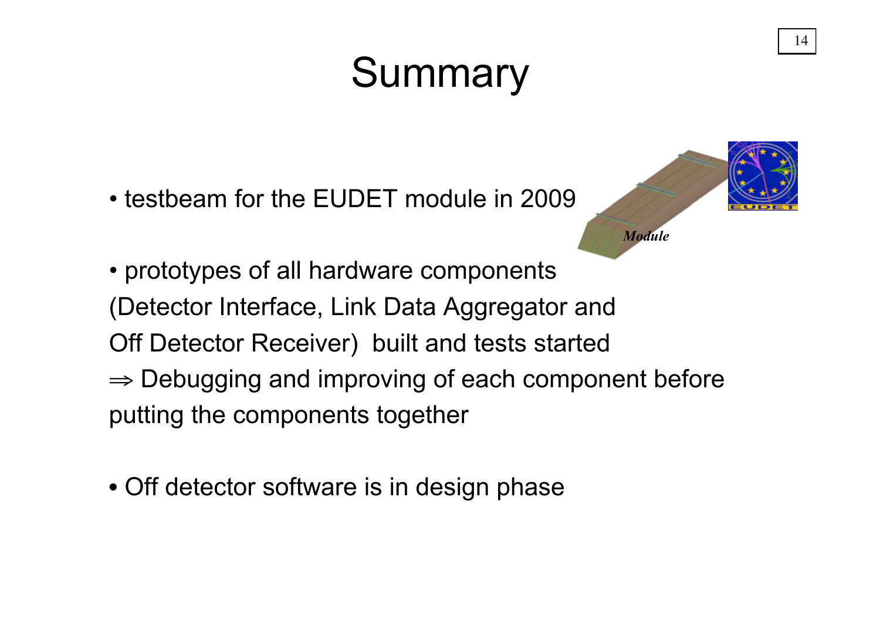# Summary

- testbeam for the EUDET module in 2009

- prototypes of all hardware components (Detector Interface, Link Data Aggregator and Off Detector Receiver) built and tests started
  ⇒ Debugging and improving of each component before putting the components together

- Off detector software is in design phase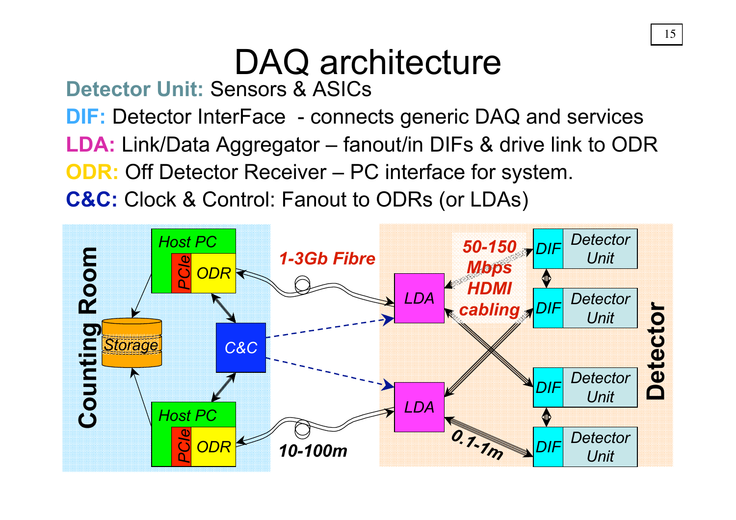# DAQ architecture

**Detector Unit:** Sensors & ASICs

**DIF:** Detector InterFace - connects generic DAQ and services

**LDA:** Link/Data Aggregator – fanout/in DIFs & drive link to ODR

**ODR:** Off Detector Receiver – PC interface for system.

**C&C:** Clock & Control: Fanout to ODRs (or LDAs)

Counting Room

Host PC | PCIe | ODR

Storage

C&C

Host PC | PCIe | ODR

1-3Gb Fibre

10-100m

LDA

LDA

50-150 Mbps HDMI cabling

0.1-1m

DIF | Detector Unit

DIF | Detector Unit

DIF | Detector Unit

DIF | Detector Unit

Detector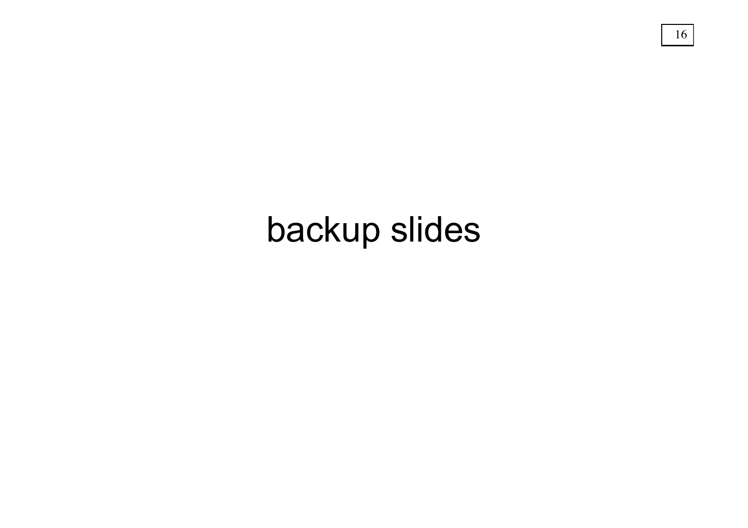# backup slides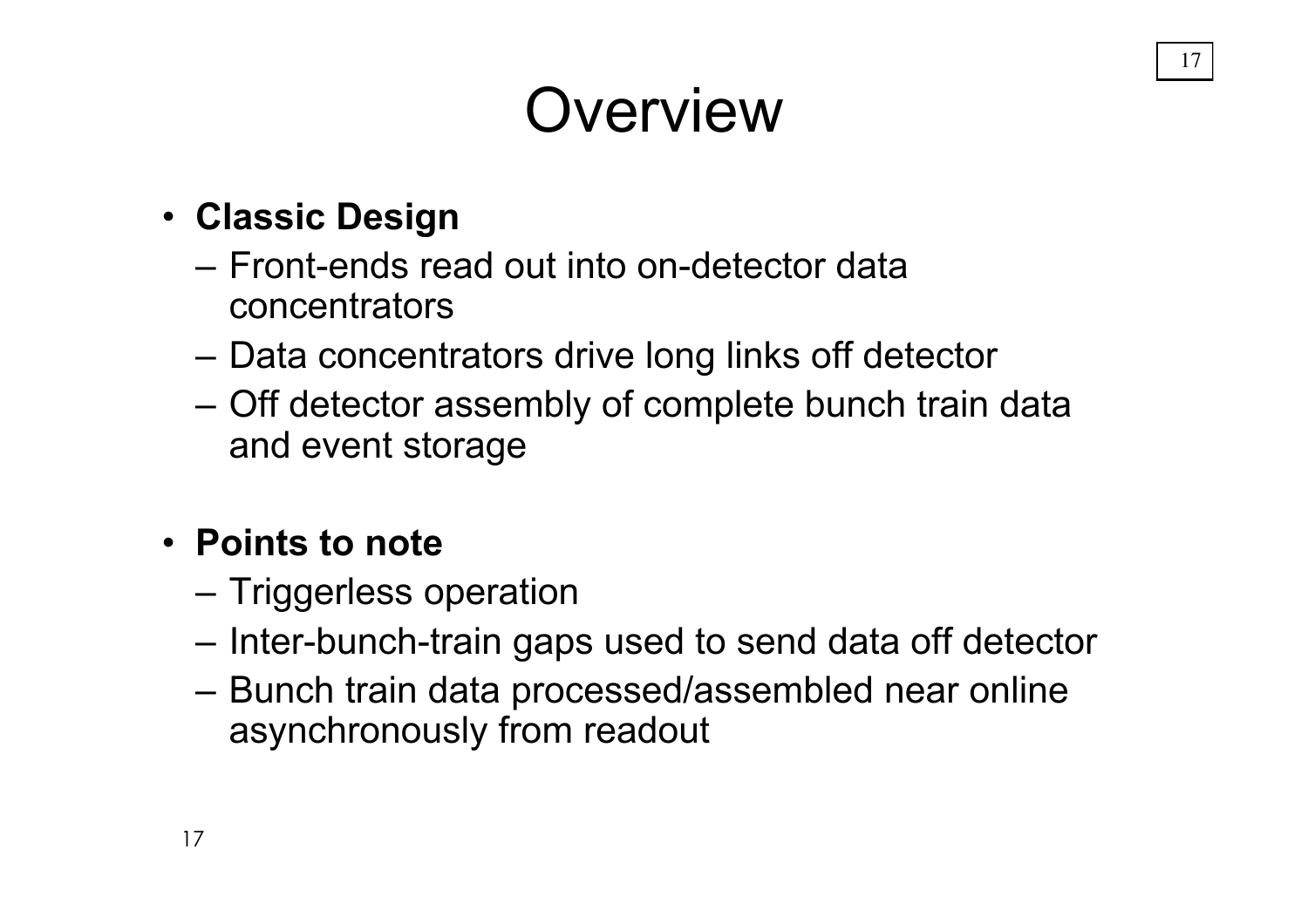# Overview

- **Classic Design**
  - Front-ends read out into on-detector data concentrators
  - Data concentrators drive long links off detector
  - Off detector assembly of complete bunch train data and event storage

- **Points to note**
  - Triggerless operation
  - Inter-bunch-train gaps used to send data off detector
  - Bunch train data processed/assembled near online asynchronously from readout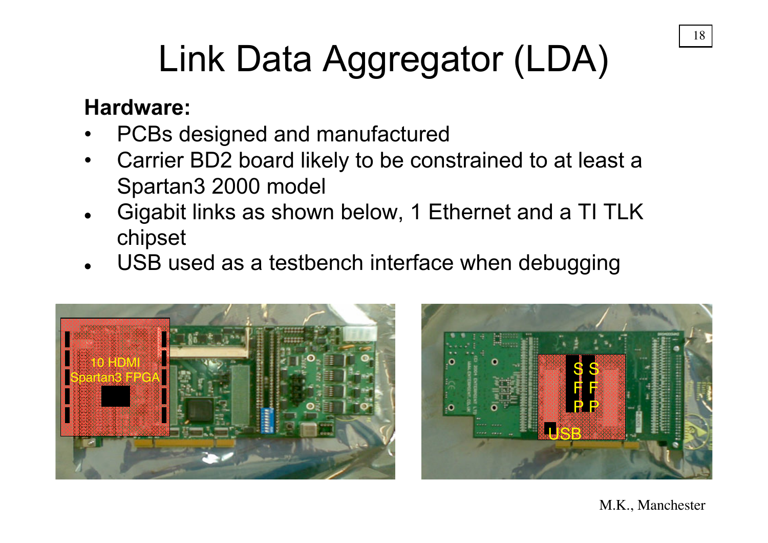# Link Data Aggregator (LDA)

**Hardware:**

- PCBs designed and manufactured
- Carrier BD2 board likely to be constrained to at least a Spartan3 2000 model
- Gigabit links as shown below, 1 Ethernet and a TI TLK chipset
- USB used as a testbench interface when debugging

10 HDMI
Spartan3 FPGA

S S
F F
P P
USB

M.K., Manchester